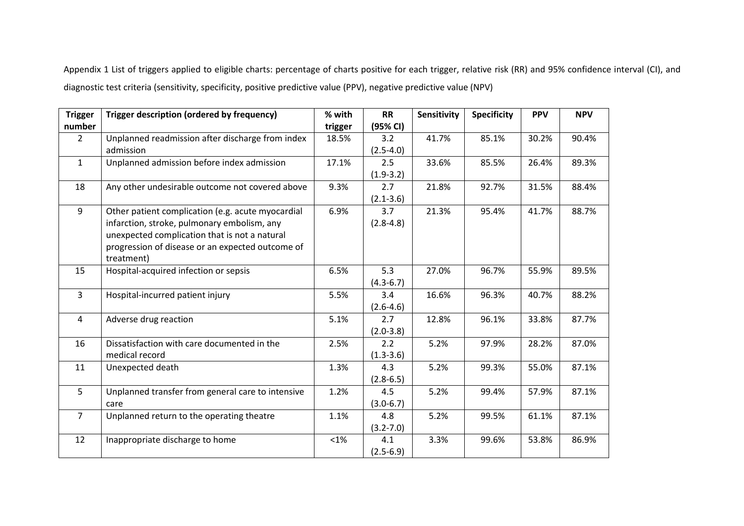Appendix 1 List of triggers applied to eligible charts: percentage of charts positive for each trigger, relative risk (RR) and 95% confidence interval (CI), and diagnostic test criteria (sensitivity, specificity, positive predictive value (PPV), negative predictive value (NPV)

| Trigger number | Trigger description (ordered by frequency) | % with trigger | RR (95% CI) | Sensitivity | Specificity | PPV | NPV |
|---|---|---|---|---|---|---|---|
| 2 | Unplanned readmission after discharge from index admission | 18.5% | 3.2 (2.5-4.0) | 41.7% | 85.1% | 30.2% | 90.4% |
| 1 | Unplanned admission before index admission | 17.1% | 2.5 (1.9-3.2) | 33.6% | 85.5% | 26.4% | 89.3% |
| 18 | Any other undesirable outcome not covered above | 9.3% | 2.7 (2.1-3.6) | 21.8% | 92.7% | 31.5% | 88.4% |
| 9 | Other patient complication (e.g. acute myocardial infarction, stroke, pulmonary embolism, any unexpected complication that is not a natural progression of disease or an expected outcome of treatment) | 6.9% | 3.7 (2.8-4.8) | 21.3% | 95.4% | 41.7% | 88.7% |
| 15 | Hospital-acquired infection or sepsis | 6.5% | 5.3 (4.3-6.7) | 27.0% | 96.7% | 55.9% | 89.5% |
| 3 | Hospital-incurred patient injury | 5.5% | 3.4 (2.6-4.6) | 16.6% | 96.3% | 40.7% | 88.2% |
| 4 | Adverse drug reaction | 5.1% | 2.7 (2.0-3.8) | 12.8% | 96.1% | 33.8% | 87.7% |
| 16 | Dissatisfaction with care documented in the medical record | 2.5% | 2.2 (1.3-3.6) | 5.2% | 97.9% | 28.2% | 87.0% |
| 11 | Unexpected death | 1.3% | 4.3 (2.8-6.5) | 5.2% | 99.3% | 55.0% | 87.1% |
| 5 | Unplanned transfer from general care to intensive care | 1.2% | 4.5 (3.0-6.7) | 5.2% | 99.4% | 57.9% | 87.1% |
| 7 | Unplanned return to the operating theatre | 1.1% | 4.8 (3.2-7.0) | 5.2% | 99.5% | 61.1% | 87.1% |
| 12 | Inappropriate discharge to home | <1% | 4.1 (2.5-6.9) | 3.3% | 99.6% | 53.8% | 86.9% |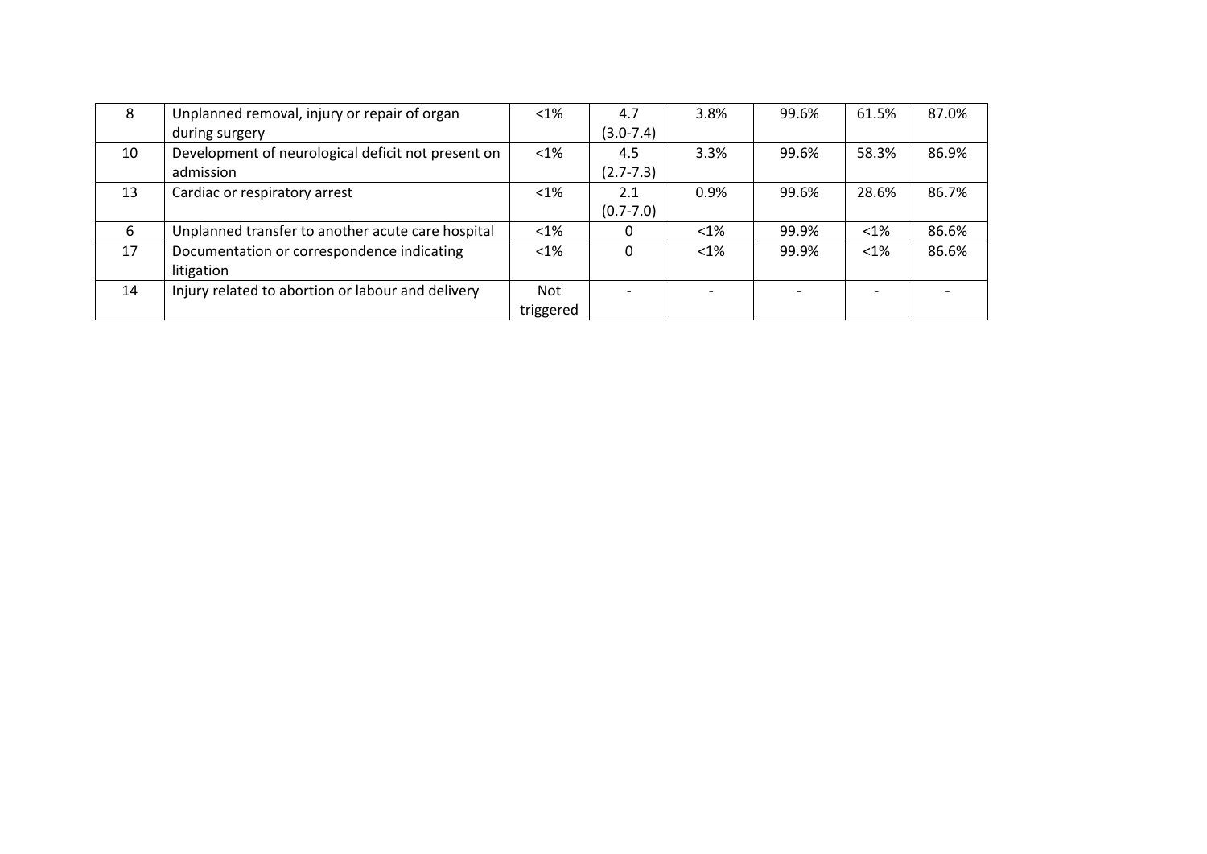| | | | | | | | |
|---|---|---|---|---|---|---|---|
| 8 | Unplanned removal, injury or repair of organ during surgery | <1% | 4.7 (3.0-7.4) | 3.8% | 99.6% | 61.5% | 87.0% |
| 10 | Development of neurological deficit not present on admission | <1% | 4.5 (2.7-7.3) | 3.3% | 99.6% | 58.3% | 86.9% |
| 13 | Cardiac or respiratory arrest | <1% | 2.1 (0.7-7.0) | 0.9% | 99.6% | 28.6% | 86.7% |
| 6 | Unplanned transfer to another acute care hospital | <1% | 0 | <1% | 99.9% | <1% | 86.6% |
| 17 | Documentation or correspondence indicating litigation | <1% | 0 | <1% | 99.9% | <1% | 86.6% |
| 14 | Injury related to abortion or labour and delivery | Not triggered | - | - | - | - | - |